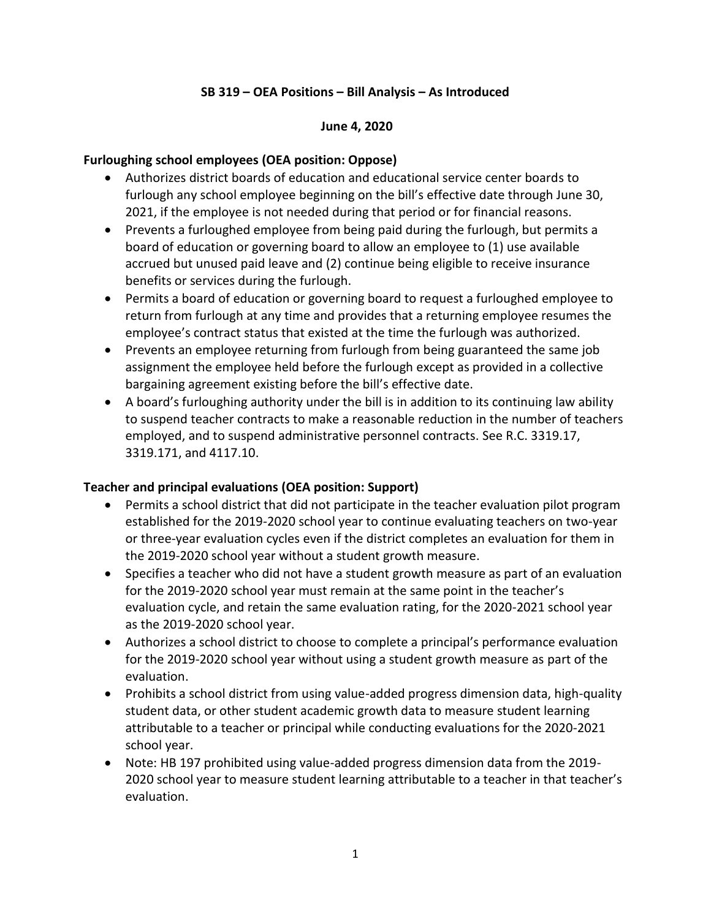# SB 319 – OEA Positions – Bill Analysis – As Introduced

**June 4, 2020**

## Furloughing school employees (OEA position: Oppose)

- Authorizes district boards of education and educational service center boards to furlough any school employee beginning on the bill's effective date through June 30, 2021, if the employee is not needed during that period or for financial reasons.
- Prevents a furloughed employee from being paid during the furlough, but permits a board of education or governing board to allow an employee to (1) use available accrued but unused paid leave and (2) continue being eligible to receive insurance benefits or services during the furlough.
- Permits a board of education or governing board to request a furloughed employee to return from furlough at any time and provides that a returning employee resumes the employee's contract status that existed at the time the furlough was authorized.
- Prevents an employee returning from furlough from being guaranteed the same job assignment the employee held before the furlough except as provided in a collective bargaining agreement existing before the bill's effective date.
- A board's furloughing authority under the bill is in addition to its continuing law ability to suspend teacher contracts to make a reasonable reduction in the number of teachers employed, and to suspend administrative personnel contracts. See R.C. 3319.17, 3319.171, and 4117.10.

## Teacher and principal evaluations (OEA position: Support)

- Permits a school district that did not participate in the teacher evaluation pilot program established for the 2019-2020 school year to continue evaluating teachers on two-year or three-year evaluation cycles even if the district completes an evaluation for them in the 2019-2020 school year without a student growth measure.
- Specifies a teacher who did not have a student growth measure as part of an evaluation for the 2019-2020 school year must remain at the same point in the teacher's evaluation cycle, and retain the same evaluation rating, for the 2020-2021 school year as the 2019-2020 school year.
- Authorizes a school district to choose to complete a principal's performance evaluation for the 2019-2020 school year without using a student growth measure as part of the evaluation.
- Prohibits a school district from using value-added progress dimension data, high-quality student data, or other student academic growth data to measure student learning attributable to a teacher or principal while conducting evaluations for the 2020-2021 school year.
- Note: HB 197 prohibited using value-added progress dimension data from the 2019-2020 school year to measure student learning attributable to a teacher in that teacher's evaluation.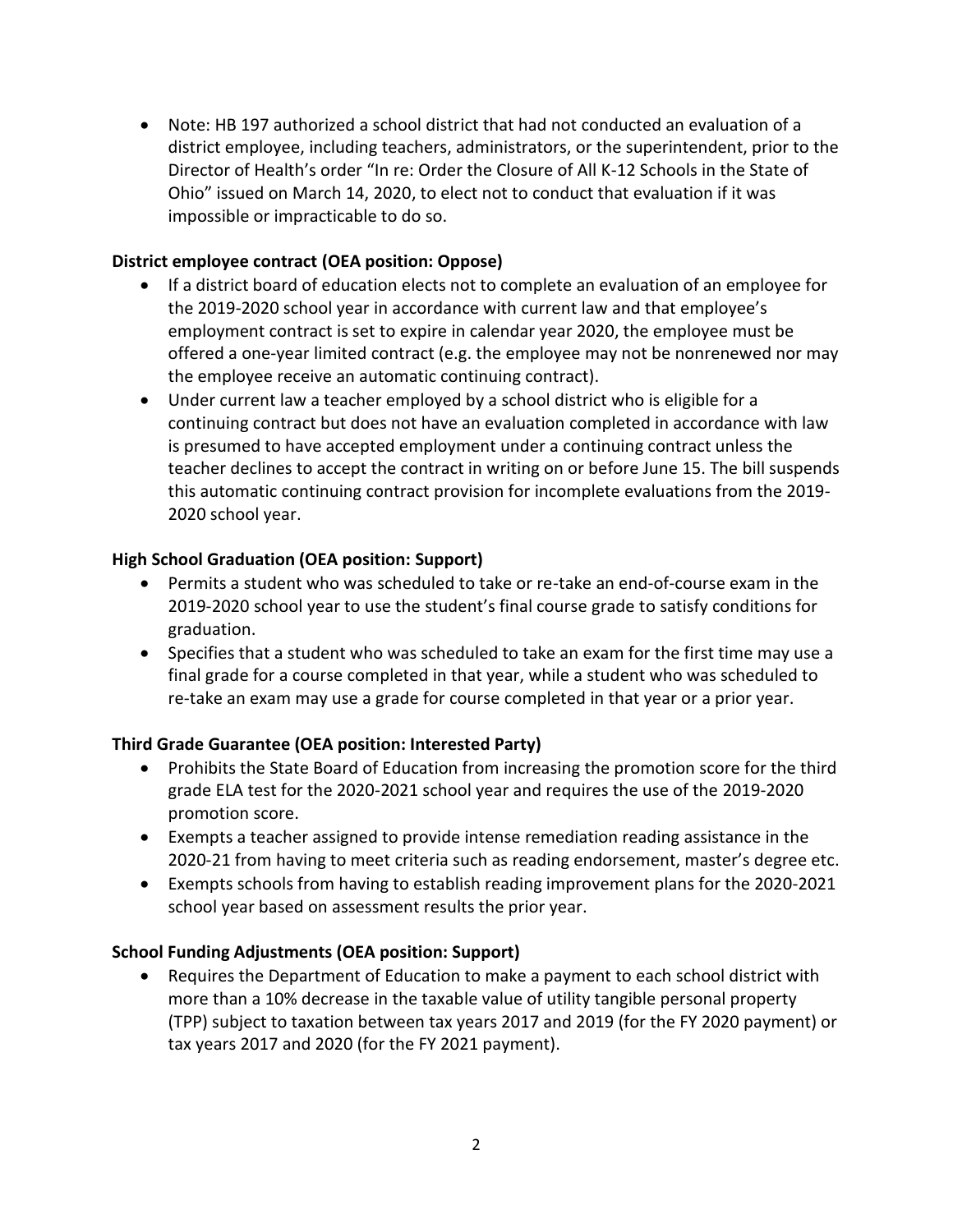- Note: HB 197 authorized a school district that had not conducted an evaluation of a district employee, including teachers, administrators, or the superintendent, prior to the Director of Health's order "In re: Order the Closure of All K-12 Schools in the State of Ohio" issued on March 14, 2020, to elect not to conduct that evaluation if it was impossible or impracticable to do so.

**District employee contract (OEA position: Oppose)**

- If a district board of education elects not to complete an evaluation of an employee for the 2019-2020 school year in accordance with current law and that employee's employment contract is set to expire in calendar year 2020, the employee must be offered a one-year limited contract (e.g. the employee may not be nonrenewed nor may the employee receive an automatic continuing contract).
- Under current law a teacher employed by a school district who is eligible for a continuing contract but does not have an evaluation completed in accordance with law is presumed to have accepted employment under a continuing contract unless the teacher declines to accept the contract in writing on or before June 15. The bill suspends this automatic continuing contract provision for incomplete evaluations from the 2019-2020 school year.

**High School Graduation (OEA position: Support)**

- Permits a student who was scheduled to take or re-take an end-of-course exam in the 2019-2020 school year to use the student's final course grade to satisfy conditions for graduation.
- Specifies that a student who was scheduled to take an exam for the first time may use a final grade for a course completed in that year, while a student who was scheduled to re-take an exam may use a grade for course completed in that year or a prior year.

**Third Grade Guarantee (OEA position: Interested Party)**

- Prohibits the State Board of Education from increasing the promotion score for the third grade ELA test for the 2020-2021 school year and requires the use of the 2019-2020 promotion score.
- Exempts a teacher assigned to provide intense remediation reading assistance in the 2020-21 from having to meet criteria such as reading endorsement, master's degree etc.
- Exempts schools from having to establish reading improvement plans for the 2020-2021 school year based on assessment results the prior year.

**School Funding Adjustments (OEA position: Support)**

- Requires the Department of Education to make a payment to each school district with more than a 10% decrease in the taxable value of utility tangible personal property (TPP) subject to taxation between tax years 2017 and 2019 (for the FY 2020 payment) or tax years 2017 and 2020 (for the FY 2021 payment).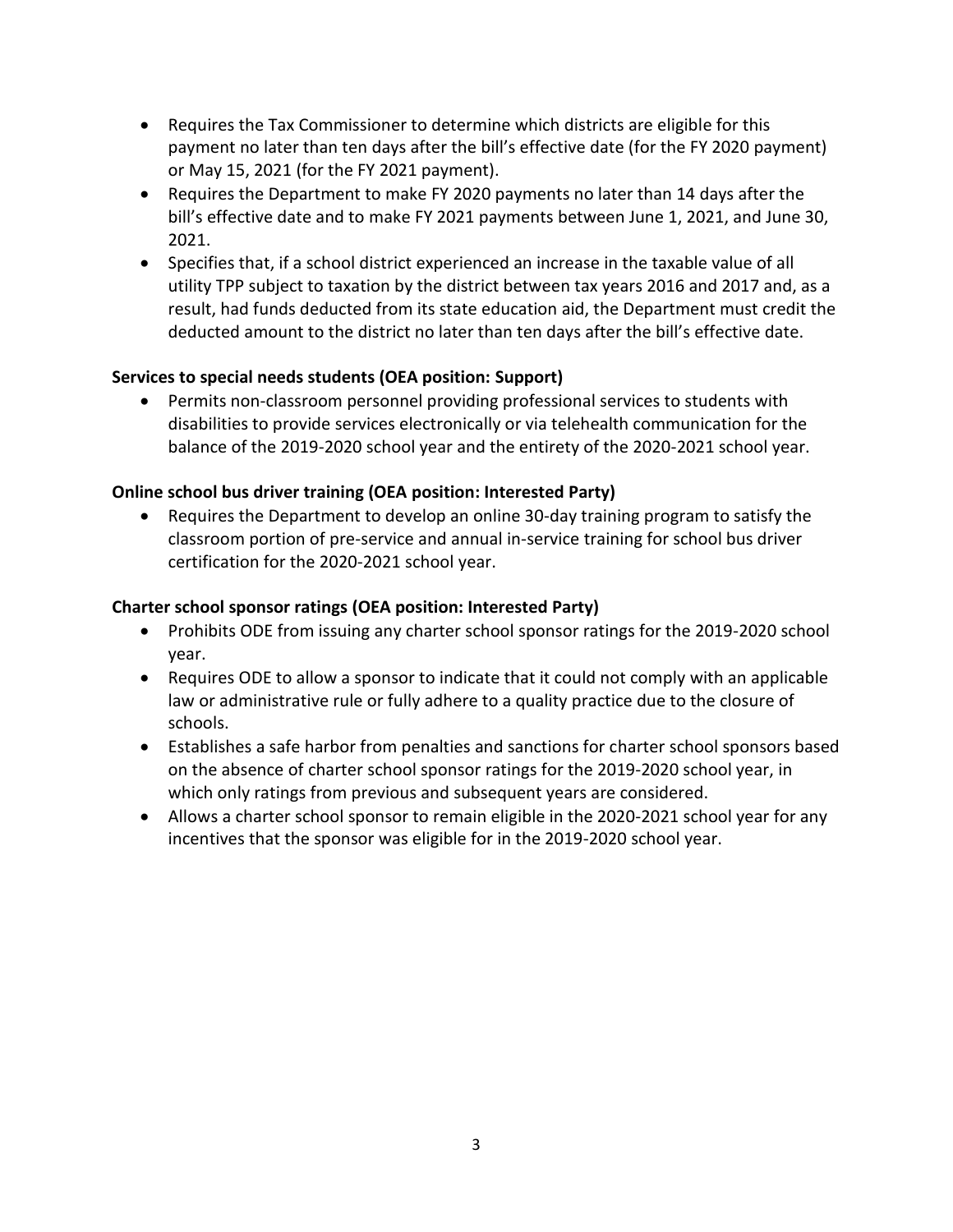- Requires the Tax Commissioner to determine which districts are eligible for this payment no later than ten days after the bill's effective date (for the FY 2020 payment) or May 15, 2021 (for the FY 2021 payment).
- Requires the Department to make FY 2020 payments no later than 14 days after the bill's effective date and to make FY 2021 payments between June 1, 2021, and June 30, 2021.
- Specifies that, if a school district experienced an increase in the taxable value of all utility TPP subject to taxation by the district between tax years 2016 and 2017 and, as a result, had funds deducted from its state education aid, the Department must credit the deducted amount to the district no later than ten days after the bill's effective date.

**Services to special needs students (OEA position: Support)**

- Permits non-classroom personnel providing professional services to students with disabilities to provide services electronically or via telehealth communication for the balance of the 2019-2020 school year and the entirety of the 2020-2021 school year.

**Online school bus driver training (OEA position: Interested Party)**

- Requires the Department to develop an online 30-day training program to satisfy the classroom portion of pre-service and annual in-service training for school bus driver certification for the 2020-2021 school year.

**Charter school sponsor ratings (OEA position: Interested Party)**

- Prohibits ODE from issuing any charter school sponsor ratings for the 2019-2020 school year.
- Requires ODE to allow a sponsor to indicate that it could not comply with an applicable law or administrative rule or fully adhere to a quality practice due to the closure of schools.
- Establishes a safe harbor from penalties and sanctions for charter school sponsors based on the absence of charter school sponsor ratings for the 2019-2020 school year, in which only ratings from previous and subsequent years are considered.
- Allows a charter school sponsor to remain eligible in the 2020-2021 school year for any incentives that the sponsor was eligible for in the 2019-2020 school year.